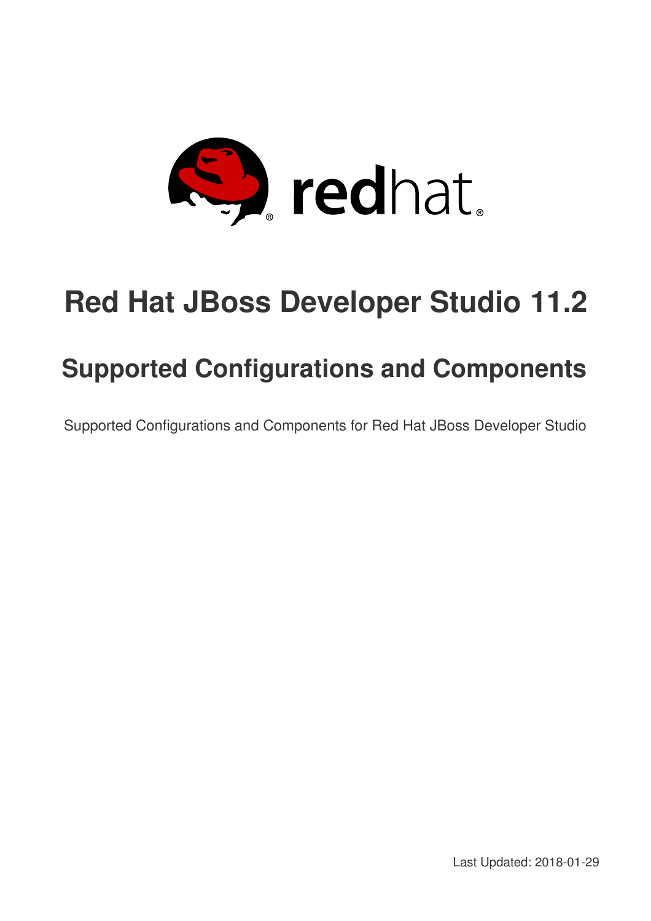# Red Hat JBoss Developer Studio 11.2

## Supported Configurations and Components

Supported Configurations and Components for Red Hat JBoss Developer Studio

Last Updated: 2018-01-29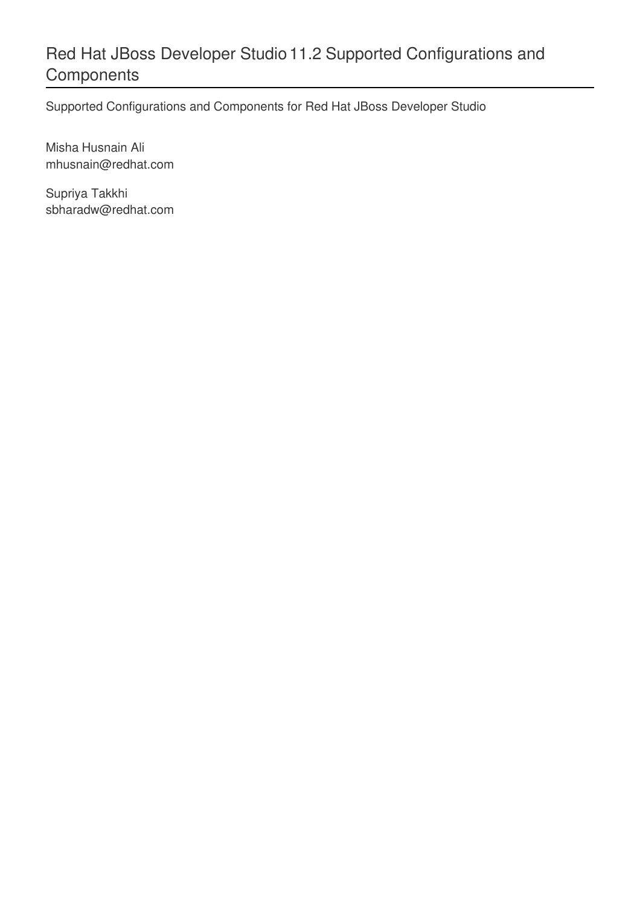# Red Hat JBoss Developer Studio 11.2 Supported Configurations and Components

Supported Configurations and Components for Red Hat JBoss Developer Studio

Misha Husnain Ali
mhusnain@redhat.com

Supriya Takkhi
sbharadw@redhat.com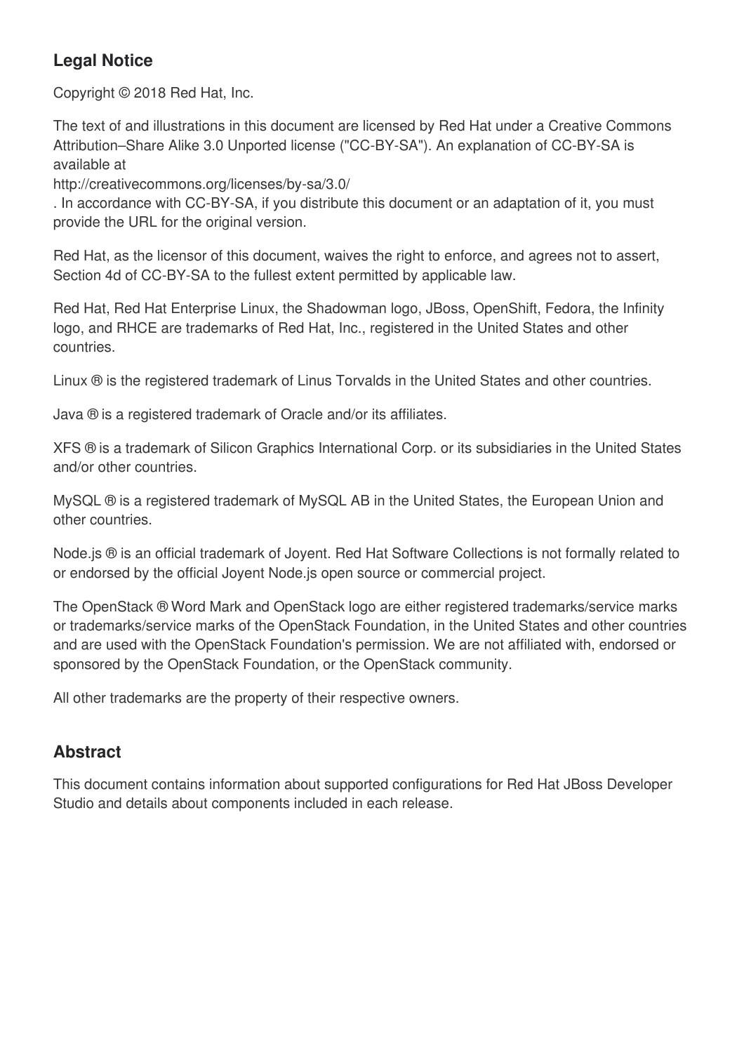## Legal Notice

Copyright © 2018 Red Hat, Inc.

The text of and illustrations in this document are licensed by Red Hat under a Creative Commons Attribution–Share Alike 3.0 Unported license ("CC-BY-SA"). An explanation of CC-BY-SA is available at
http://creativecommons.org/licenses/by-sa/3.0/
. In accordance with CC-BY-SA, if you distribute this document or an adaptation of it, you must provide the URL for the original version.

Red Hat, as the licensor of this document, waives the right to enforce, and agrees not to assert, Section 4d of CC-BY-SA to the fullest extent permitted by applicable law.

Red Hat, Red Hat Enterprise Linux, the Shadowman logo, JBoss, OpenShift, Fedora, the Infinity logo, and RHCE are trademarks of Red Hat, Inc., registered in the United States and other countries.

Linux ® is the registered trademark of Linus Torvalds in the United States and other countries.

Java ® is a registered trademark of Oracle and/or its affiliates.

XFS ® is a trademark of Silicon Graphics International Corp. or its subsidiaries in the United States and/or other countries.

MySQL ® is a registered trademark of MySQL AB in the United States, the European Union and other countries.

Node.js ® is an official trademark of Joyent. Red Hat Software Collections is not formally related to or endorsed by the official Joyent Node.js open source or commercial project.

The OpenStack ® Word Mark and OpenStack logo are either registered trademarks/service marks or trademarks/service marks of the OpenStack Foundation, in the United States and other countries and are used with the OpenStack Foundation's permission. We are not affiliated with, endorsed or sponsored by the OpenStack Foundation, or the OpenStack community.

All other trademarks are the property of their respective owners.

## Abstract

This document contains information about supported configurations for Red Hat JBoss Developer Studio and details about components included in each release.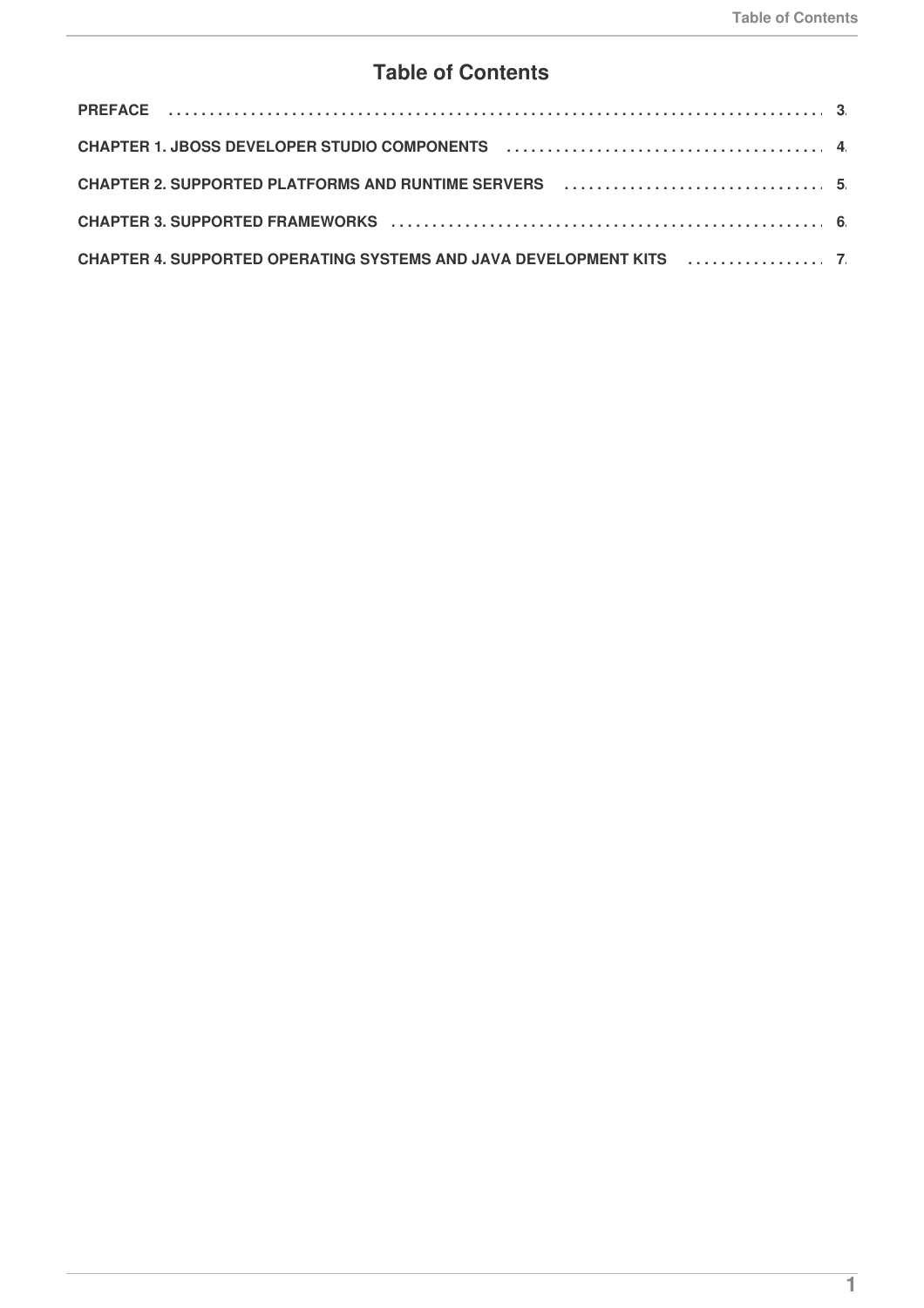# Table of Contents

**PREFACE** . . . . . . . . . . . . . . . . . . . . . . . . . . . . . . . . . . . . . . . . . . . . . . . . . . . . . . . . . . . . . . . . . . . . . . . . . . . . **3**

**CHAPTER 1. JBOSS DEVELOPER STUDIO COMPONENTS** . . . . . . . . . . . . . . . . . . . . . . . . . . . . . . . . . . . . . . . **4**

**CHAPTER 2. SUPPORTED PLATFORMS AND RUNTIME SERVERS** . . . . . . . . . . . . . . . . . . . . . . . . . . . . . . . . **5**

**CHAPTER 3. SUPPORTED FRAMEWORKS** . . . . . . . . . . . . . . . . . . . . . . . . . . . . . . . . . . . . . . . . . . . . . . . . . . . . . **6**

**CHAPTER 4. SUPPORTED OPERATING SYSTEMS AND JAVA DEVELOPMENT KITS** . . . . . . . . . . . . . . . . . **7**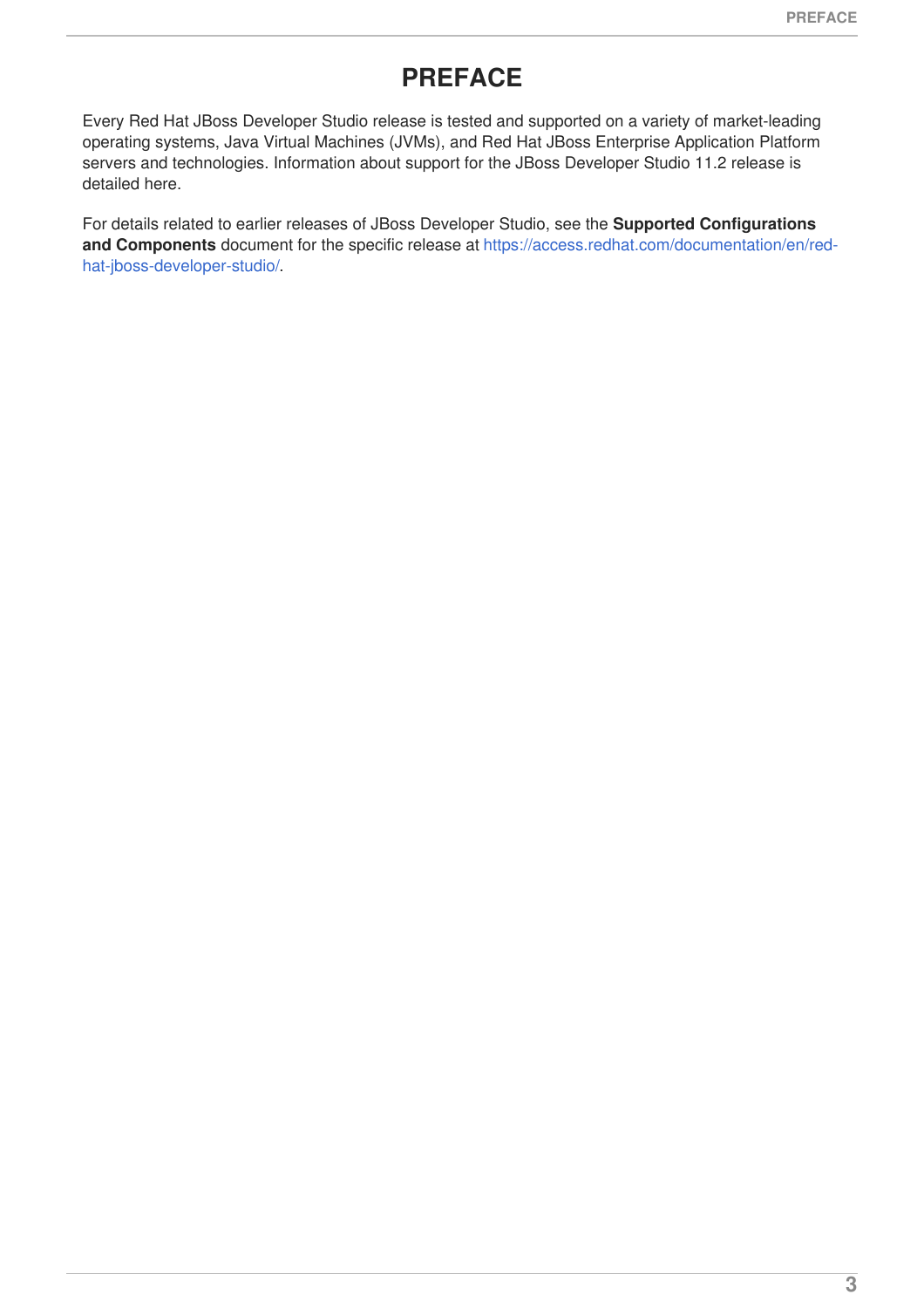# PREFACE

Every Red Hat JBoss Developer Studio release is tested and supported on a variety of market-leading operating systems, Java Virtual Machines (JVMs), and Red Hat JBoss Enterprise Application Platform servers and technologies. Information about support for the JBoss Developer Studio 11.2 release is detailed here.

For details related to earlier releases of JBoss Developer Studio, see the **Supported Configurations and Components** document for the specific release at https://access.redhat.com/documentation/en/red-hat-jboss-developer-studio/.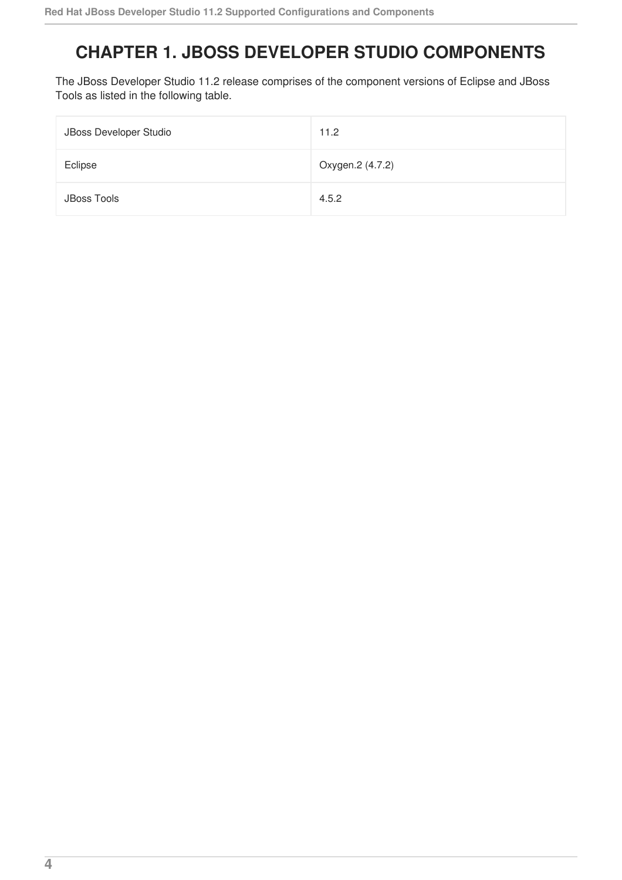# CHAPTER 1. JBOSS DEVELOPER STUDIO COMPONENTS

The JBoss Developer Studio 11.2 release comprises of the component versions of Eclipse and JBoss Tools as listed in the following table.

| | |
|---|---|
| JBoss Developer Studio | 11.2 |
| Eclipse | Oxygen.2 (4.7.2) |
| JBoss Tools | 4.5.2 |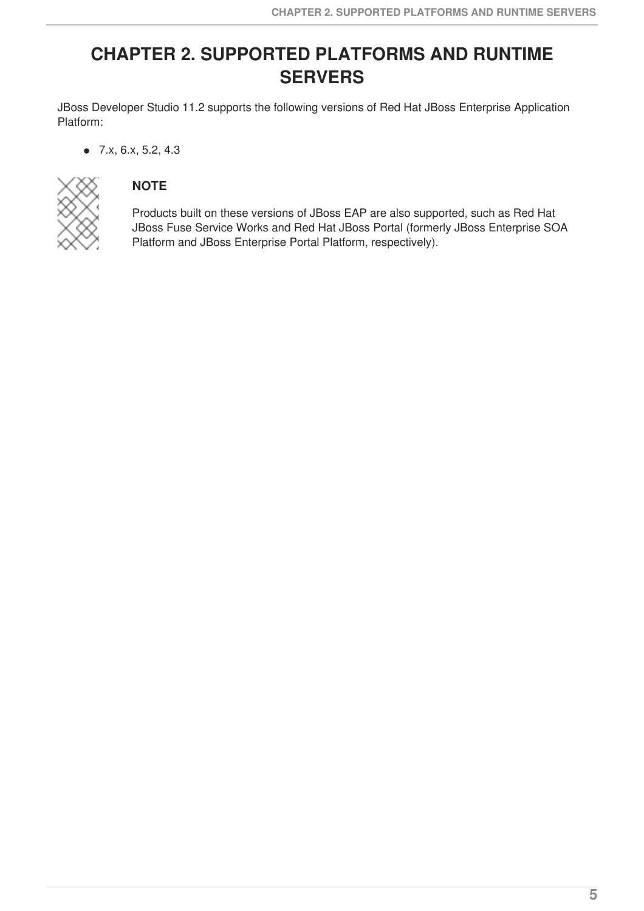# CHAPTER 2. SUPPORTED PLATFORMS AND RUNTIME SERVERS

JBoss Developer Studio 11.2 supports the following versions of Red Hat JBoss Enterprise Application Platform:

- 7.x, 6.x, 5.2, 4.3

**NOTE**

Products built on these versions of JBoss EAP are also supported, such as Red Hat JBoss Fuse Service Works and Red Hat JBoss Portal (formerly JBoss Enterprise SOA Platform and JBoss Enterprise Portal Platform, respectively).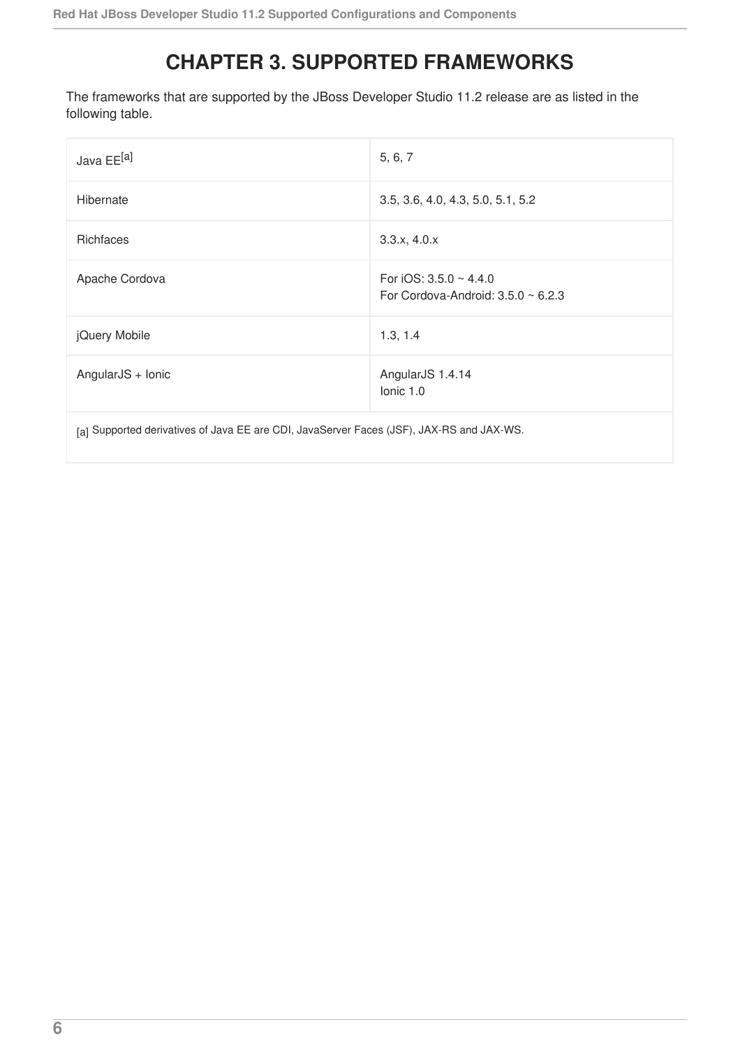# CHAPTER 3. SUPPORTED FRAMEWORKS

The frameworks that are supported by the JBoss Developer Studio 11.2 release are as listed in the following table.

| Framework | Supported versions |
| --- | --- |
| Java EE[a] | 5, 6, 7 |
| Hibernate | 3.5, 3.6, 4.0, 4.3, 5.0, 5.1, 5.2 |
| Richfaces | 3.3.x, 4.0.x |
| Apache Cordova | For iOS: 3.5.0 ~ 4.4.0<br>For Cordova-Android: 3.5.0 ~ 6.2.3 |
| jQuery Mobile | 1.3, 1.4 |
| AngularJS + Ionic | AngularJS 1.4.14<br>Ionic 1.0 |

[a] Supported derivatives of Java EE are CDI, JavaServer Faces (JSF), JAX-RS and JAX-WS.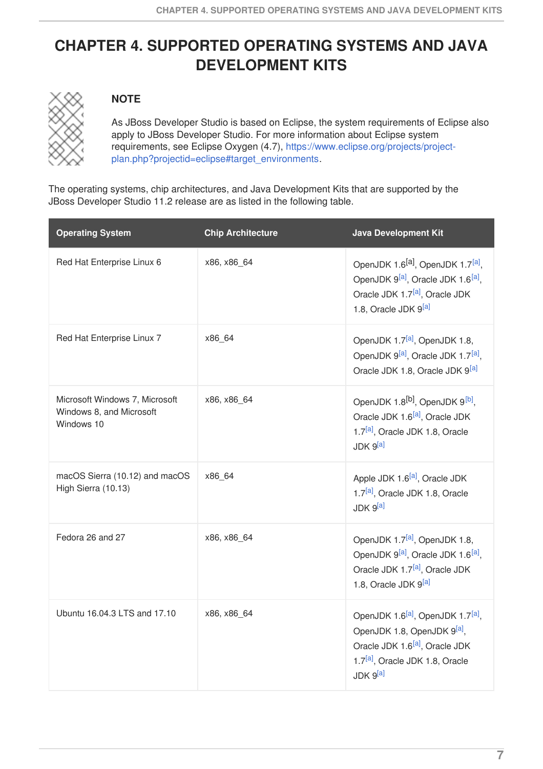# CHAPTER 4. SUPPORTED OPERATING SYSTEMS AND JAVA DEVELOPMENT KITS

> **NOTE**
>
> As JBoss Developer Studio is based on Eclipse, the system requirements of Eclipse also apply to JBoss Developer Studio. For more information about Eclipse system requirements, see Eclipse Oxygen (4.7), https://www.eclipse.org/projects/project-plan.php?projectid=eclipse#target_environments.

The operating systems, chip architectures, and Java Development Kits that are supported by the JBoss Developer Studio 11.2 release are as listed in the following table.

| Operating System | Chip Architecture | Java Development Kit |
|---|---|---|
| Red Hat Enterprise Linux 6 | x86, x86_64 | OpenJDK 1.6[a], OpenJDK 1.7[a], OpenJDK 9[a], Oracle JDK 1.6[a], Oracle JDK 1.7[a], Oracle JDK 1.8, Oracle JDK 9[a] |
| Red Hat Enterprise Linux 7 | x86_64 | OpenJDK 1.7[a], OpenJDK 1.8, OpenJDK 9[a], Oracle JDK 1.7[a], Oracle JDK 1.8, Oracle JDK 9[a] |
| Microsoft Windows 7, Microsoft Windows 8, and Microsoft Windows 10 | x86, x86_64 | OpenJDK 1.8[b], OpenJDK 9[b], Oracle JDK 1.6[a], Oracle JDK 1.7[a], Oracle JDK 1.8, Oracle JDK 9[a] |
| macOS Sierra (10.12) and macOS High Sierra (10.13) | x86_64 | Apple JDK 1.6[a], Oracle JDK 1.7[a], Oracle JDK 1.8, Oracle JDK 9[a] |
| Fedora 26 and 27 | x86, x86_64 | OpenJDK 1.7[a], OpenJDK 1.8, OpenJDK 9[a], Oracle JDK 1.6[a], Oracle JDK 1.7[a], Oracle JDK 1.8, Oracle JDK 9[a] |
| Ubuntu 16.04.3 LTS and 17.10 | x86, x86_64 | OpenJDK 1.6[a], OpenJDK 1.7[a], OpenJDK 1.8, OpenJDK 9[a], Oracle JDK 1.6[a], Oracle JDK 1.7[a], Oracle JDK 1.8, Oracle JDK 9[a] |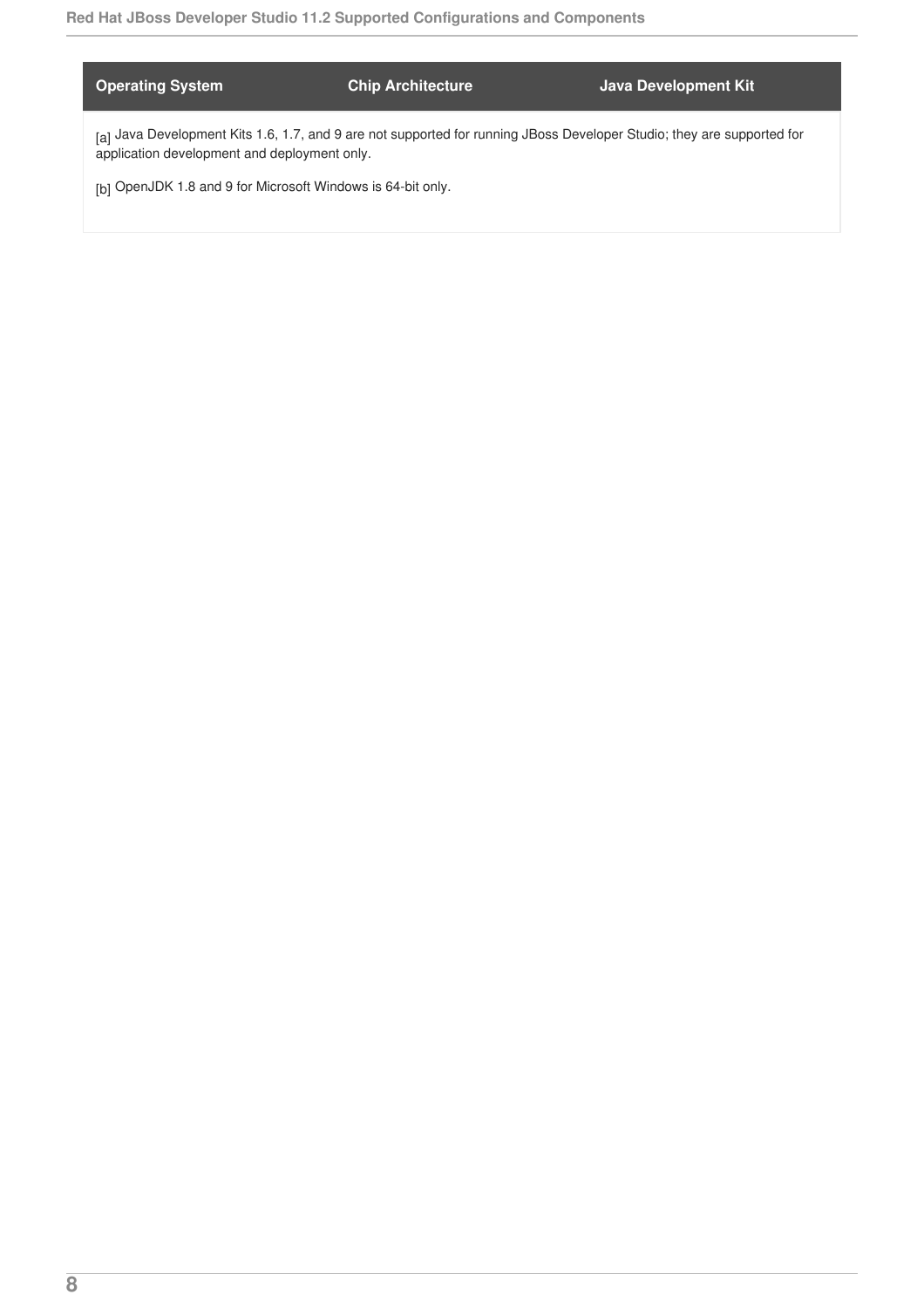| Operating System | Chip Architecture | Java Development Kit |
|---|---|---|

[a] Java Development Kits 1.6, 1.7, and 9 are not supported for running JBoss Developer Studio; they are supported for application development and deployment only.

[b] OpenJDK 1.8 and 9 for Microsoft Windows is 64-bit only.